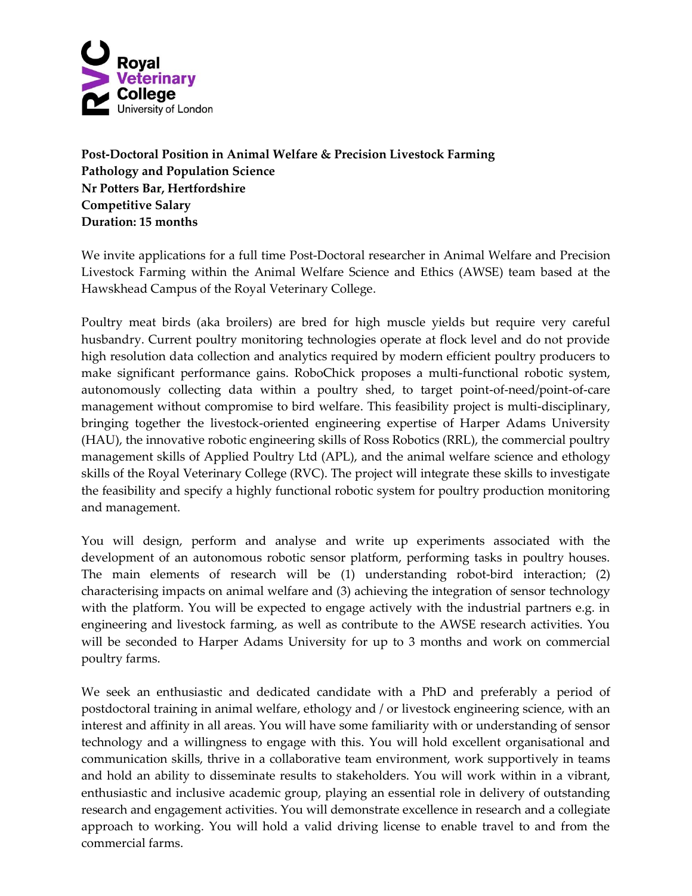Royal Veterinary College
University of London

**Post-Doctoral Position in Animal Welfare & Precision Livestock Farming**
**Pathology and Population Science**
**Nr Potters Bar, Hertfordshire**
**Competitive Salary**
**Duration: 15 months**

We invite applications for a full time Post-Doctoral researcher in Animal Welfare and Precision Livestock Farming within the Animal Welfare Science and Ethics (AWSE) team based at the Hawskhead Campus of the Royal Veterinary College.

Poultry meat birds (aka broilers) are bred for high muscle yields but require very careful husbandry. Current poultry monitoring technologies operate at flock level and do not provide high resolution data collection and analytics required by modern efficient poultry producers to make significant performance gains. RoboChick proposes a multi-functional robotic system, autonomously collecting data within a poultry shed, to target point-of-need/point-of-care management without compromise to bird welfare. This feasibility project is multi-disciplinary, bringing together the livestock-oriented engineering expertise of Harper Adams University (HAU), the innovative robotic engineering skills of Ross Robotics (RRL), the commercial poultry management skills of Applied Poultry Ltd (APL), and the animal welfare science and ethology skills of the Royal Veterinary College (RVC). The project will integrate these skills to investigate the feasibility and specify a highly functional robotic system for poultry production monitoring and management.

You will design, perform and analyse and write up experiments associated with the development of an autonomous robotic sensor platform, performing tasks in poultry houses. The main elements of research will be (1) understanding robot-bird interaction; (2) characterising impacts on animal welfare and (3) achieving the integration of sensor technology with the platform. You will be expected to engage actively with the industrial partners e.g. in engineering and livestock farming, as well as contribute to the AWSE research activities. You will be seconded to Harper Adams University for up to 3 months and work on commercial poultry farms.

We seek an enthusiastic and dedicated candidate with a PhD and preferably a period of postdoctoral training in animal welfare, ethology and / or livestock engineering science, with an interest and affinity in all areas. You will have some familiarity with or understanding of sensor technology and a willingness to engage with this. You will hold excellent organisational and communication skills, thrive in a collaborative team environment, work supportively in teams and hold an ability to disseminate results to stakeholders. You will work within in a vibrant, enthusiastic and inclusive academic group, playing an essential role in delivery of outstanding research and engagement activities. You will demonstrate excellence in research and a collegiate approach to working. You will hold a valid driving license to enable travel to and from the commercial farms.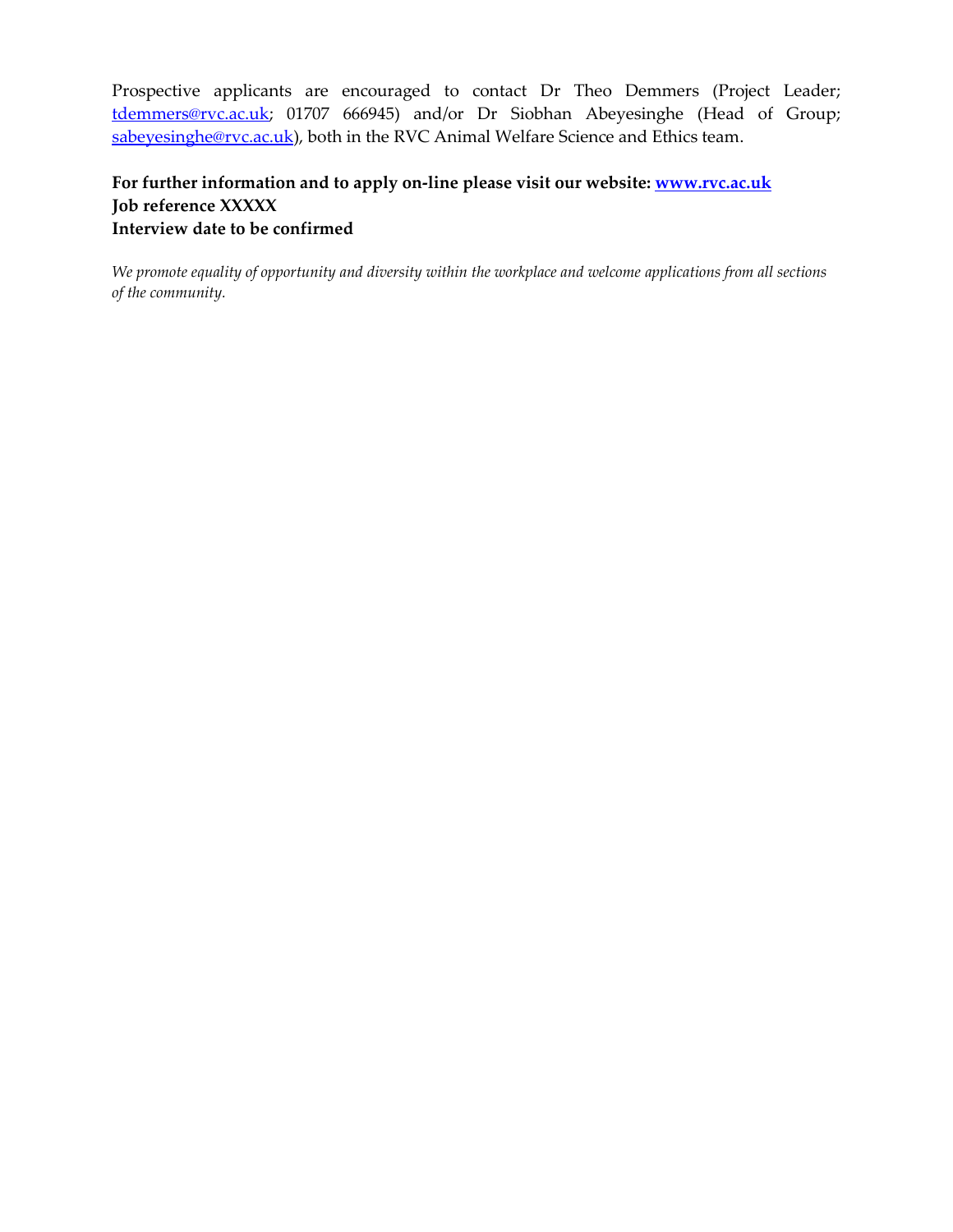Prospective applicants are encouraged to contact Dr Theo Demmers (Project Leader; tdemmers@rvc.ac.uk; 01707 666945) and/or Dr Siobhan Abeyesinghe (Head of Group; sabeyesinghe@rvc.ac.uk), both in the RVC Animal Welfare Science and Ethics team.

**For further information and to apply on-line please visit our website: www.rvc.ac.uk**
**Job reference XXXXX**
**Interview date to be confirmed**

*We promote equality of opportunity and diversity within the workplace and welcome applications from all sections of the community.*